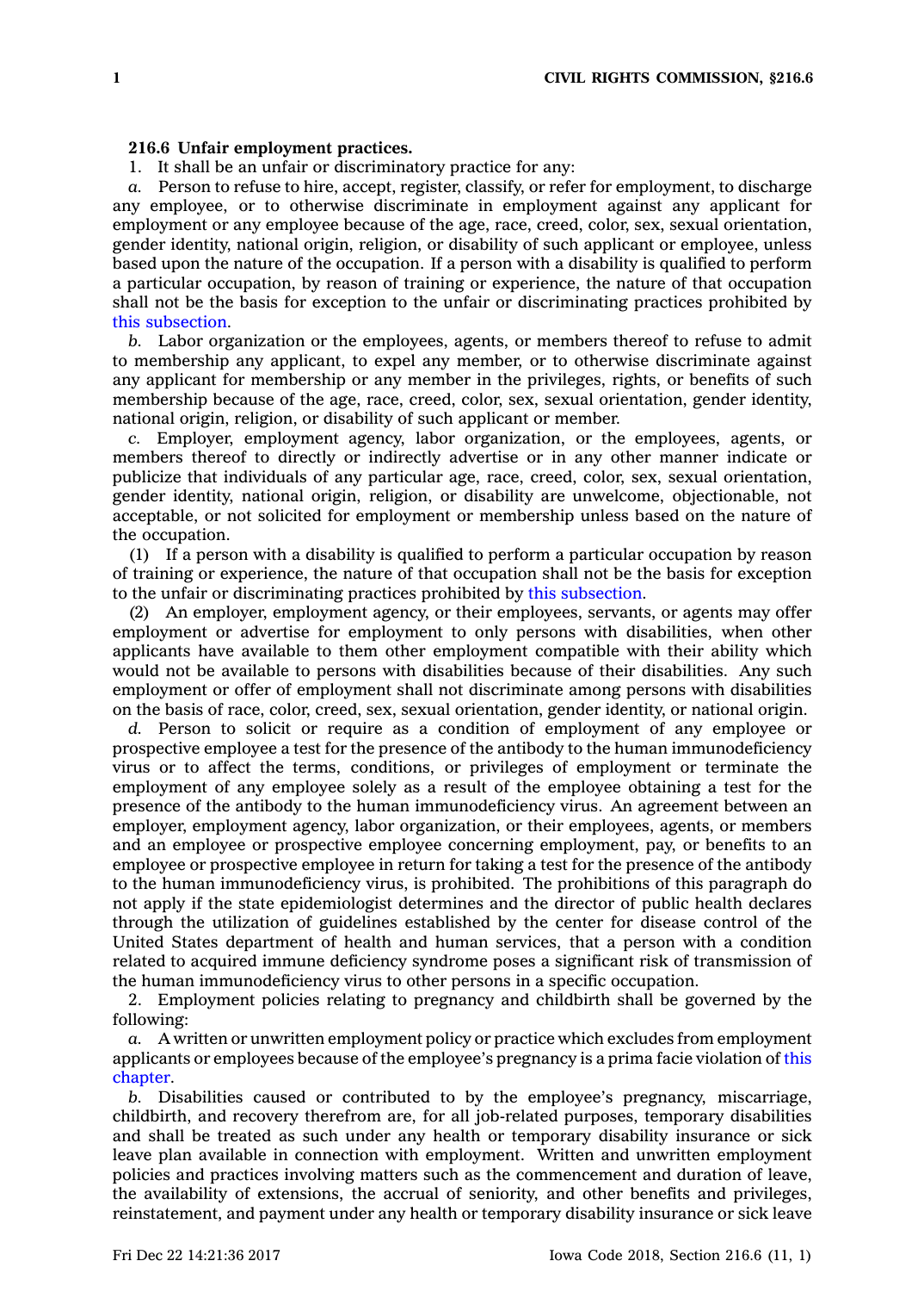**216.6 Unfair employment practices.**

1. It shall be an unfair or discriminatory practice for any:

*a.* Person to refuse to hire, accept, register, classify, or refer for employment, to discharge any employee, or to otherwise discriminate in employment against any applicant for employment or any employee because of the age, race, creed, color, sex, sexual orientation, gender identity, national origin, religion, or disability of such applicant or employee, unless based upon the nature of the occupation. If a person with a disability is qualified to perform a particular occupation, by reason of training or experience, the nature of that occupation shall not be the basis for exception to the unfair or discriminating practices prohibited by this subsection.

*b.* Labor organization or the employees, agents, or members thereof to refuse to admit to membership any applicant, to expel any member, or to otherwise discriminate against any applicant for membership or any member in the privileges, rights, or benefits of such membership because of the age, race, creed, color, sex, sexual orientation, gender identity, national origin, religion, or disability of such applicant or member.

*c.* Employer, employment agency, labor organization, or the employees, agents, or members thereof to directly or indirectly advertise or in any other manner indicate or publicize that individuals of any particular age, race, creed, color, sex, sexual orientation, gender identity, national origin, religion, or disability are unwelcome, objectionable, not acceptable, or not solicited for employment or membership unless based on the nature of the occupation.

(1) If a person with a disability is qualified to perform a particular occupation by reason of training or experience, the nature of that occupation shall not be the basis for exception to the unfair or discriminating practices prohibited by this subsection.

(2) An employer, employment agency, or their employees, servants, or agents may offer employment or advertise for employment to only persons with disabilities, when other applicants have available to them other employment compatible with their ability which would not be available to persons with disabilities because of their disabilities. Any such employment or offer of employment shall not discriminate among persons with disabilities on the basis of race, color, creed, sex, sexual orientation, gender identity, or national origin.

*d.* Person to solicit or require as a condition of employment of any employee or prospective employee a test for the presence of the antibody to the human immunodeficiency virus or to affect the terms, conditions, or privileges of employment or terminate the employment of any employee solely as a result of the employee obtaining a test for the presence of the antibody to the human immunodeficiency virus. An agreement between an employer, employment agency, labor organization, or their employees, agents, or members and an employee or prospective employee concerning employment, pay, or benefits to an employee or prospective employee in return for taking a test for the presence of the antibody to the human immunodeficiency virus, is prohibited. The prohibitions of this paragraph do not apply if the state epidemiologist determines and the director of public health declares through the utilization of guidelines established by the center for disease control of the United States department of health and human services, that a person with a condition related to acquired immune deficiency syndrome poses a significant risk of transmission of the human immunodeficiency virus to other persons in a specific occupation.

2. Employment policies relating to pregnancy and childbirth shall be governed by the following:

*a.* A written or unwritten employment policy or practice which excludes from employment applicants or employees because of the employee's pregnancy is a prima facie violation of this chapter.

*b.* Disabilities caused or contributed to by the employee's pregnancy, miscarriage, childbirth, and recovery therefrom are, for all job-related purposes, temporary disabilities and shall be treated as such under any health or temporary disability insurance or sick leave plan available in connection with employment. Written and unwritten employment policies and practices involving matters such as the commencement and duration of leave, the availability of extensions, the accrual of seniority, and other benefits and privileges, reinstatement, and payment under any health or temporary disability insurance or sick leave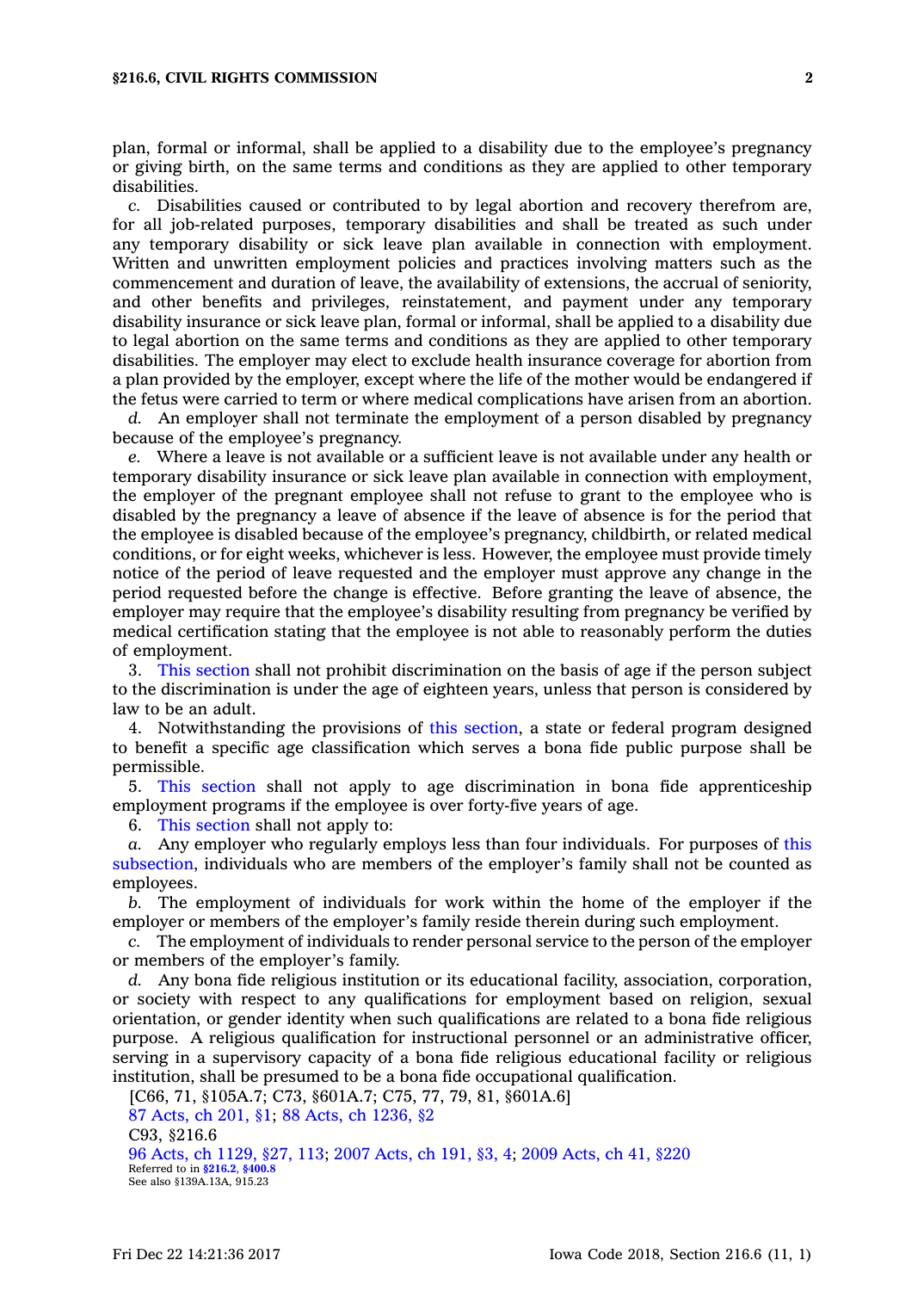plan, formal or informal, shall be applied to a disability due to the employee's pregnancy or giving birth, on the same terms and conditions as they are applied to other temporary disabilities.

*c.* Disabilities caused or contributed to by legal abortion and recovery therefrom are, for all job-related purposes, temporary disabilities and shall be treated as such under any temporary disability or sick leave plan available in connection with employment. Written and unwritten employment policies and practices involving matters such as the commencement and duration of leave, the availability of extensions, the accrual of seniority, and other benefits and privileges, reinstatement, and payment under any temporary disability insurance or sick leave plan, formal or informal, shall be applied to a disability due to legal abortion on the same terms and conditions as they are applied to other temporary disabilities. The employer may elect to exclude health insurance coverage for abortion from a plan provided by the employer, except where the life of the mother would be endangered if the fetus were carried to term or where medical complications have arisen from an abortion.

*d.* An employer shall not terminate the employment of a person disabled by pregnancy because of the employee's pregnancy.

*e.* Where a leave is not available or a sufficient leave is not available under any health or temporary disability insurance or sick leave plan available in connection with employment, the employer of the pregnant employee shall not refuse to grant to the employee who is disabled by the pregnancy a leave of absence if the leave of absence is for the period that the employee is disabled because of the employee's pregnancy, childbirth, or related medical conditions, or for eight weeks, whichever is less. However, the employee must provide timely notice of the period of leave requested and the employer must approve any change in the period requested before the change is effective. Before granting the leave of absence, the employer may require that the employee's disability resulting from pregnancy be verified by medical certification stating that the employee is not able to reasonably perform the duties of employment.

3. This section shall not prohibit discrimination on the basis of age if the person subject to the discrimination is under the age of eighteen years, unless that person is considered by law to be an adult.

4. Notwithstanding the provisions of this section, a state or federal program designed to benefit a specific age classification which serves a bona fide public purpose shall be permissible.

5. This section shall not apply to age discrimination in bona fide apprenticeship employment programs if the employee is over forty-five years of age.

6. This section shall not apply to:

*a.* Any employer who regularly employs less than four individuals. For purposes of this subsection, individuals who are members of the employer's family shall not be counted as employees.

*b.* The employment of individuals for work within the home of the employer if the employer or members of the employer's family reside therein during such employment.

*c.* The employment of individuals to render personal service to the person of the employer or members of the employer's family.

*d.* Any bona fide religious institution or its educational facility, association, corporation, or society with respect to any qualifications for employment based on religion, sexual orientation, or gender identity when such qualifications are related to a bona fide religious purpose. A religious qualification for instructional personnel or an administrative officer, serving in a supervisory capacity of a bona fide religious educational facility or religious institution, shall be presumed to be a bona fide occupational qualification.

[C66, 71, §105A.7; C73, §601A.7; C75, 77, 79, 81, §601A.6]

87 Acts, ch 201, §1; 88 Acts, ch 1236, §2

C93, §216.6

96 Acts, ch 1129, §27, 113; 2007 Acts, ch 191, §3, 4; 2009 Acts, ch 41, §220

Referred to in **§216.2**, **§400.8**

See also §139A.13A, 915.23